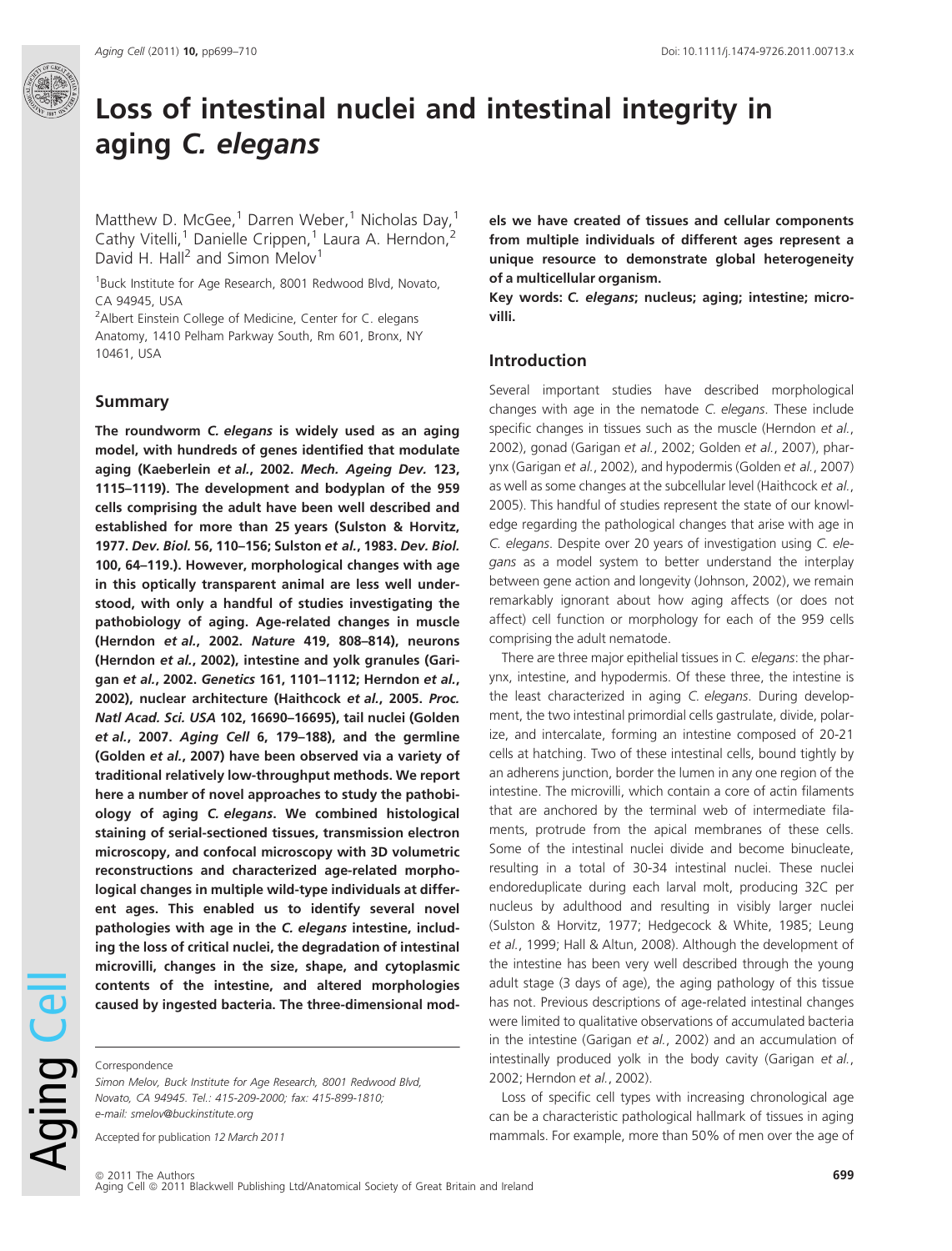# Loss of intestinal nuclei and intestinal integrity in aging *C. elegans*

Matthew D. McGee,[1] Darren Weber,[1] Nicholas Day,[1] Cathy Vitelli,[1] Danielle Crippen,[1] Laura A. Herndon,[2] David H. Hall[2] and Simon Melov[1]

[1]Buck Institute for Age Research, 8001 Redwood Blvd, Novato, CA 94945, USA

[2]Albert Einstein College of Medicine, Center for C. elegans Anatomy, 1410 Pelham Parkway South, Rm 601, Bronx, NY 10461, USA

## Summary

**The roundworm *C. elegans* is widely used as an aging model, with hundreds of genes identified that modulate aging (Kaeberlein *et al.*, 2002. *Mech. Ageing Dev.* 123, 1115–1119). The development and bodyplan of the 959 cells comprising the adult have been well described and established for more than 25 years (Sulston & Horvitz, 1977. *Dev. Biol.* 56, 110–156; Sulston *et al.*, 1983. *Dev. Biol.* 100, 64–119.). However, morphological changes with age in this optically transparent animal are less well understood, with only a handful of studies investigating the pathobiology of aging. Age-related changes in muscle (Herndon *et al.*, 2002. *Nature* 419, 808–814), neurons (Herndon *et al.*, 2002), intestine and yolk granules (Garigan *et al.*, 2002. *Genetics* 161, 1101–1112; Herndon *et al.*, 2002), nuclear architecture (Haithcock *et al.*, 2005. *Proc. Natl Acad. Sci. USA* 102, 16690–16695), tail nuclei (Golden *et al.*, 2007. *Aging Cell* 6, 179–188), and the germline (Golden *et al.*, 2007) have been observed via a variety of traditional relatively low-throughput methods. We report here a number of novel approaches to study the pathobiology of aging *C. elegans*. We combined histological staining of serial-sectioned tissues, transmission electron microscopy, and confocal microscopy with 3D volumetric reconstructions and characterized age-related morphological changes in multiple wild-type individuals at different ages. This enabled us to identify several novel pathologies with age in the *C. elegans* intestine, including the loss of critical nuclei, the degradation of intestinal microvilli, changes in the size, shape, and cytoplasmic contents of the intestine, and altered morphologies caused by ingested bacteria. The three-dimensional models we have created of tissues and cellular components from multiple individuals of different ages represent a unique resource to demonstrate global heterogeneity of a multicellular organism.**

**Key words: *C. elegans*; nucleus; aging; intestine; microvilli.**

Correspondence

*Simon Melov, Buck Institute for Age Research, 8001 Redwood Blvd, Novato, CA 94945. Tel.: 415-209-2000; fax: 415-899-1810; e-mail: smelov@buckinstitute.org*

Accepted for publication *12 March 2011*

## Introduction

Several important studies have described morphological changes with age in the nematode *C. elegans*. These include specific changes in tissues such as the muscle (Herndon *et al.*, 2002), gonad (Garigan *et al.*, 2002; Golden *et al.*, 2007), pharynx (Garigan *et al.*, 2002), and hypodermis (Golden *et al.*, 2007) as well as some changes at the subcellular level (Haithcock *et al.*, 2005). This handful of studies represent the state of our knowledge regarding the pathological changes that arise with age in *C. elegans*. Despite over 20 years of investigation using *C. elegans* as a model system to better understand the interplay between gene action and longevity (Johnson, 2002), we remain remarkably ignorant about how aging affects (or does not affect) cell function or morphology for each of the 959 cells comprising the adult nematode.

There are three major epithelial tissues in *C. elegans*: the pharynx, intestine, and hypodermis. Of these three, the intestine is the least characterized in aging *C. elegans*. During development, the two intestinal primordial cells gastrulate, divide, polarize, and intercalate, forming an intestine composed of 20-21 cells at hatching. Two of these intestinal cells, bound tightly by an adherens junction, border the lumen in any one region of the intestine. The microvilli, which contain a core of actin filaments that are anchored by the terminal web of intermediate filaments, protrude from the apical membranes of these cells. Some of the intestinal nuclei divide and become binucleate, resulting in a total of 30-34 intestinal nuclei. These nuclei endoreduplicate during each larval molt, producing 32C per nucleus by adulthood and resulting in visibly larger nuclei (Sulston & Horvitz, 1977; Hedgecock & White, 1985; Leung *et al.*, 1999; Hall & Altun, 2008). Although the development of the intestine has been very well described through the young adult stage (3 days of age), the aging pathology of this tissue has not. Previous descriptions of age-related intestinal changes were limited to qualitative observations of accumulated bacteria in the intestine (Garigan *et al.*, 2002) and an accumulation of intestinally produced yolk in the body cavity (Garigan *et al.*, 2002; Herndon *et al.*, 2002).

Loss of specific cell types with increasing chronological age can be a characteristic pathological hallmark of tissues in aging mammals. For example, more than 50% of men over the age of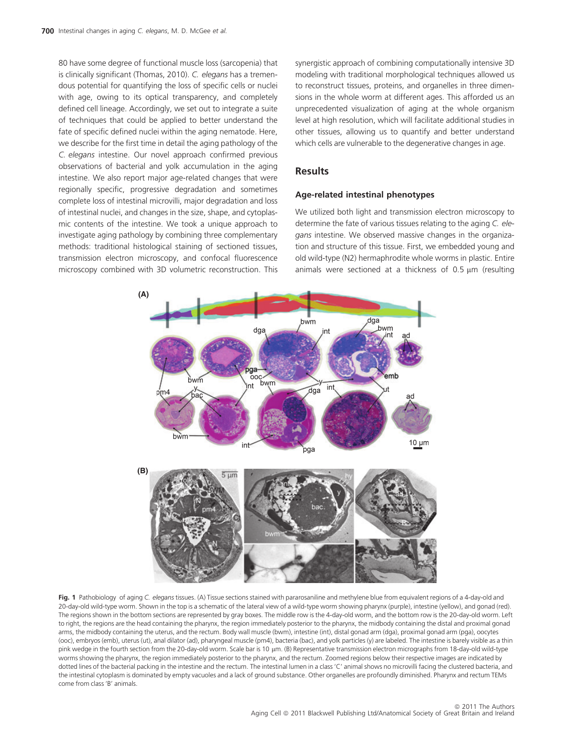80 have some degree of functional muscle loss (sarcopenia) that is clinically significant (Thomas, 2010). *C. elegans* has a tremendous potential for quantifying the loss of specific cells or nuclei with age, owing to its optical transparency, and completely defined cell lineage. Accordingly, we set out to integrate a suite of techniques that could be applied to better understand the fate of specific defined nuclei within the aging nematode. Here, we describe for the first time in detail the aging pathology of the *C. elegans* intestine. Our novel approach confirmed previous observations of bacterial and yolk accumulation in the aging intestine. We also report major age-related changes that were regionally specific, progressive degradation and sometimes complete loss of intestinal microvilli, major degradation and loss of intestinal nuclei, and changes in the size, shape, and cytoplasmic contents of the intestine. We took a unique approach to investigate aging pathology by combining three complementary methods: traditional histological staining of sectioned tissues, transmission electron microscopy, and confocal fluorescence microscopy combined with 3D volumetric reconstruction. This synergistic approach of combining computationally intensive 3D modeling with traditional morphological techniques allowed us to reconstruct tissues, proteins, and organelles in three dimensions in the whole worm at different ages. This afforded us an unprecedented visualization of aging at the whole organism level at high resolution, which will facilitate additional studies in other tissues, allowing us to quantify and better understand which cells are vulnerable to the degenerative changes in age.

## Results

### Age-related intestinal phenotypes

We utilized both light and transmission electron microscopy to determine the fate of various tissues relating to the aging *C. elegans* intestine. We observed massive changes in the organization and structure of this tissue. First, we embedded young and old wild-type (N2) hermaphrodite whole worms in plastic. Entire animals were sectioned at a thickness of 0.5 μm (resulting

**Fig. 1** Pathobiology of aging *C. elegans* tissues. (A) Tissue sections stained with pararosaniline and methylene blue from equivalent regions of a 4-day-old and 20-day-old wild-type worm. Shown in the top is a schematic of the lateral view of a wild-type worm showing pharynx (purple), intestine (yellow), and gonad (red). The regions shown in the bottom sections are represented by gray boxes. The middle row is the 4-day-old worm, and the bottom row is the 20-day-old worm. Left to right, the regions are the head containing the pharynx, the region immediately posterior to the pharynx, the midbody containing the distal and proximal gonad arms, the midbody containing the uterus, and the rectum. Body wall muscle (bwm), intestine (int), distal gonad arm (dga), proximal gonad arm (pga), oocytes (ooc), embryos (emb), uterus (ut), anal dilator (ad), pharyngeal muscle (pm4), bacteria (bac), and yolk particles (y) are labeled. The intestine is barely visible as a thin pink wedge in the fourth section from the 20-day-old worm. Scale bar is 10 μm. (B) Representative transmission electron micrographs from 18-day-old wild-type worms showing the pharynx, the region immediately posterior to the pharynx, and the rectum. Zoomed regions below their respective images are indicated by dotted lines of the bacterial packing in the intestine and the rectum. The intestinal lumen in a class 'C' animal shows no microvilli facing the clustered bacteria, and the intestinal cytoplasm is dominated by empty vacuoles and a lack of ground substance. Other organelles are profoundly diminished. Pharynx and rectum TEMs come from class 'B' animals.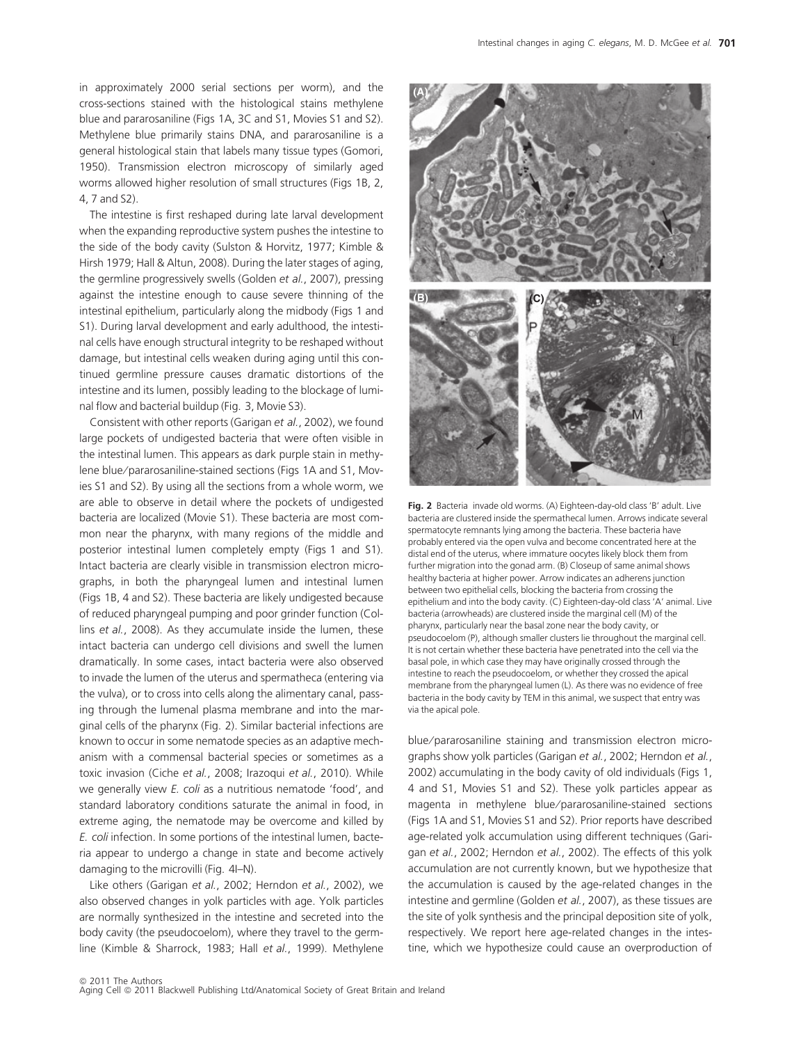in approximately 2000 serial sections per worm), and the cross-sections stained with the histological stains methylene blue and pararosaniline (Figs 1A, 3C and S1, Movies S1 and S2). Methylene blue primarily stains DNA, and pararosaniline is a general histological stain that labels many tissue types (Gomori, 1950). Transmission electron microscopy of similarly aged worms allowed higher resolution of small structures (Figs 1B, 2, 4, 7 and S2).

The intestine is first reshaped during late larval development when the expanding reproductive system pushes the intestine to the side of the body cavity (Sulston & Horvitz, 1977; Kimble & Hirsh 1979; Hall & Altun, 2008). During the later stages of aging, the germline progressively swells (Golden *et al.*, 2007), pressing against the intestine enough to cause severe thinning of the intestinal epithelium, particularly along the midbody (Figs 1 and S1). During larval development and early adulthood, the intestinal cells have enough structural integrity to be reshaped without damage, but intestinal cells weaken during aging until this continued germline pressure causes dramatic distortions of the intestine and its lumen, possibly leading to the blockage of luminal flow and bacterial buildup (Fig. 3, Movie S3).

Consistent with other reports (Garigan *et al.*, 2002), we found large pockets of undigested bacteria that were often visible in the intestinal lumen. This appears as dark purple stain in methylene blue/pararosaniline-stained sections (Figs 1A and S1, Movies S1 and S2). By using all the sections from a whole worm, we are able to observe in detail where the pockets of undigested bacteria are localized (Movie S1). These bacteria are most common near the pharynx, with many regions of the middle and posterior intestinal lumen completely empty (Figs 1 and S1). Intact bacteria are clearly visible in transmission electron micrographs, in both the pharyngeal lumen and intestinal lumen (Figs 1B, 4 and S2). These bacteria are likely undigested because of reduced pharyngeal pumping and poor grinder function (Collins *et al.*, 2008). As they accumulate inside the lumen, these intact bacteria can undergo cell divisions and swell the lumen dramatically. In some cases, intact bacteria were also observed to invade the lumen of the uterus and spermatheca (entering via the vulva), or to cross into cells along the alimentary canal, passing through the lumenal plasma membrane and into the marginal cells of the pharynx (Fig. 2). Similar bacterial infections are known to occur in some nematode species as an adaptive mechanism with a commensal bacterial species or sometimes as a toxic invasion (Ciche *et al.*, 2008; Irazoqui *et al.*, 2010). While we generally view *E. coli* as a nutritious nematode 'food', and standard laboratory conditions saturate the animal in food, in extreme aging, the nematode may be overcome and killed by *E. coli* infection. In some portions of the intestinal lumen, bacteria appear to undergo a change in state and become actively damaging to the microvilli (Fig. 4I–N).

Like others (Garigan *et al.*, 2002; Herndon *et al.*, 2002), we also observed changes in yolk particles with age. Yolk particles are normally synthesized in the intestine and secreted into the body cavity (the pseudocoelom), where they travel to the germline (Kimble & Sharrock, 1983; Hall *et al.*, 1999). Methylene blue/pararosaniline staining and transmission electron micrographs show yolk particles (Garigan *et al.*, 2002; Herndon *et al.*, 2002) accumulating in the body cavity of old individuals (Figs 1, 4 and S1, Movies S1 and S2). These yolk particles appear as magenta in methylene blue/pararosaniline-stained sections (Figs 1A and S1, Movies S1 and S2). Prior reports have described age-related yolk accumulation using different techniques (Garigan *et al.*, 2002; Herndon *et al.*, 2002). The effects of this yolk accumulation are not currently known, but we hypothesize that the accumulation is caused by the age-related changes in the intestine and germline (Golden *et al.*, 2007), as these tissues are the site of yolk synthesis and the principal deposition site of yolk, respectively. We report here age-related changes in the intestine, which we hypothesize could cause an overproduction of

**Fig. 2** Bacteria invade old worms. (A) Eighteen-day-old class 'B' adult. Live bacteria are clustered inside the spermathecal lumen. Arrows indicate several spermatocyte remnants lying among the bacteria. These bacteria have probably entered via the open vulva and become concentrated here at the distal end of the uterus, where immature oocytes likely block them from further migration into the gonad arm. (B) Closeup of same animal shows healthy bacteria at higher power. Arrow indicates an adherens junction between two epithelial cells, blocking the bacteria from crossing the epithelium and into the body cavity. (C) Eighteen-day-old class 'A' animal. Live bacteria (arrowheads) are clustered inside the marginal cell (M) of the pharynx, particularly near the basal zone near the body cavity, or pseudocoelom (P), although smaller clusters lie throughout the marginal cell. It is not certain whether these bacteria have penetrated into the cell via the basal pole, in which case they may have originally crossed through the intestine to reach the pseudocoelom, or whether they crossed the apical membrane from the pharyngeal lumen (L). As there was no evidence of free bacteria in the body cavity by TEM in this animal, we suspect that entry was via the apical pole.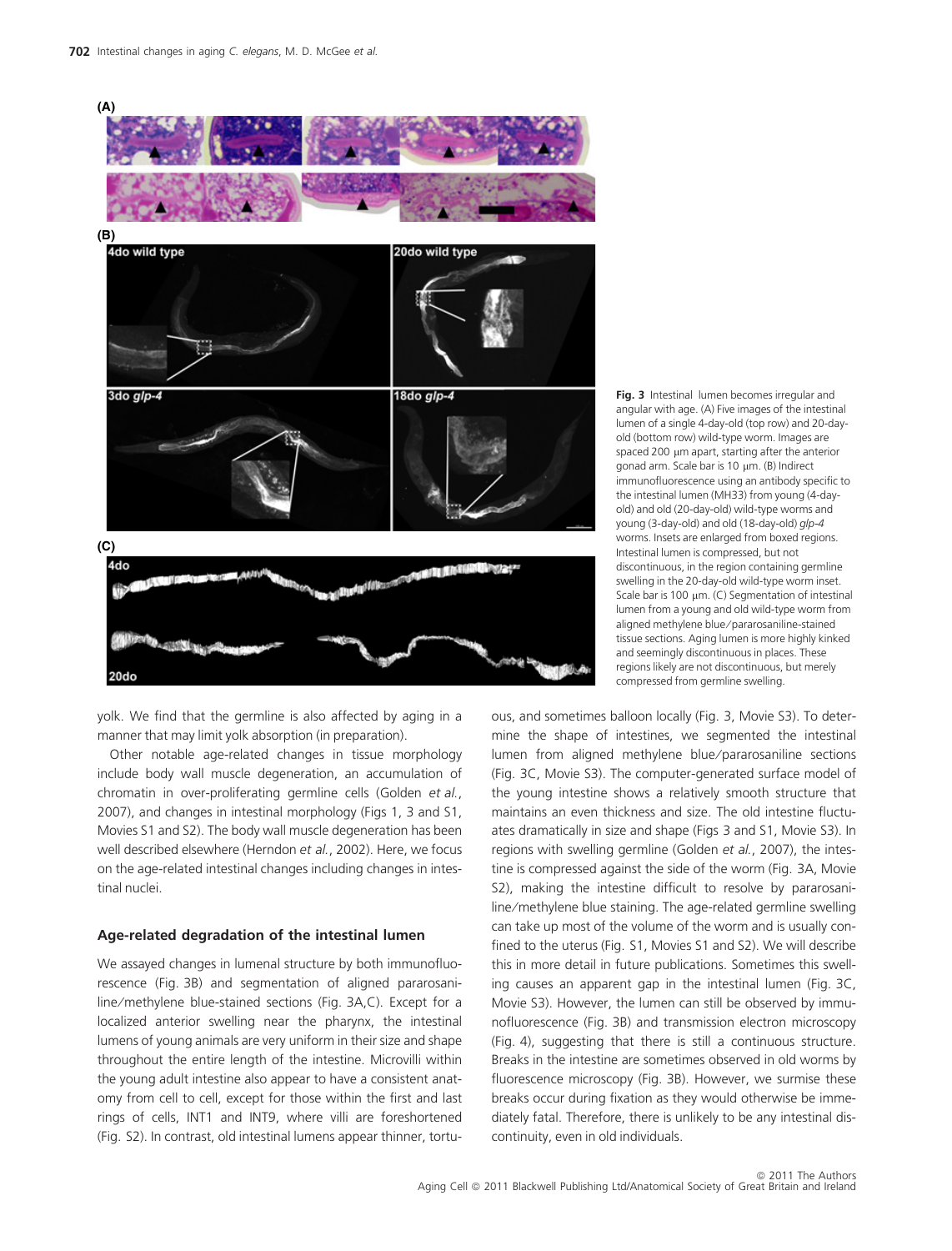Fig. 3 Intestinal lumen becomes irregular and angular with age. (A) Five images of the intestinal lumen of a single 4-day-old (top row) and 20-day-old (bottom row) wild-type worm. Images are spaced 200 μm apart, starting after the anterior gonad arm. Scale bar is 10 μm. (B) Indirect immunofluorescence using an antibody specific to the intestinal lumen (MH33) from young (4-day-old) and old (20-day-old) wild-type worms and young (3-day-old) and old (18-day-old) *glp-4* worms. Insets are enlarged from boxed regions. Intestinal lumen is compressed, but not discontinuous, in the region containing germline swelling in the 20-day-old wild-type worm inset. Scale bar is 100 μm. (C) Segmentation of intestinal lumen from a young and old wild-type worm from aligned methylene blue/pararosaniline-stained tissue sections. Aging lumen is more highly kinked and seemingly discontinuous in places. These regions likely are not discontinuous, but merely compressed from germline swelling.

yolk. We find that the germline is also affected by aging in a manner that may limit yolk absorption (in preparation).

Other notable age-related changes in tissue morphology include body wall muscle degeneration, an accumulation of chromatin in over-proliferating germline cells (Golden *et al.*, 2007), and changes in intestinal morphology (Figs 1, 3 and S1, Movies S1 and S2). The body wall muscle degeneration has been well described elsewhere (Herndon *et al.*, 2002). Here, we focus on the age-related intestinal changes including changes in intestinal nuclei.

### Age-related degradation of the intestinal lumen

We assayed changes in lumenal structure by both immunofluorescence (Fig. 3B) and segmentation of aligned pararosaniline/methylene blue-stained sections (Fig. 3A,C). Except for a localized anterior swelling near the pharynx, the intestinal lumens of young animals are very uniform in their size and shape throughout the entire length of the intestine. Microvilli within the young adult intestine also appear to have a consistent anatomy from cell to cell, except for those within the first and last rings of cells, INT1 and INT9, where villi are foreshortened (Fig. S2). In contrast, old intestinal lumens appear thinner, tortuous, and sometimes balloon locally (Fig. 3, Movie S3). To determine the shape of intestines, we segmented the intestinal lumen from aligned methylene blue/pararosaniline sections (Fig. 3C, Movie S3). The computer-generated surface model of the young intestine shows a relatively smooth structure that maintains an even thickness and size. The old intestine fluctuates dramatically in size and shape (Figs 3 and S1, Movie S3). In regions with swelling germline (Golden *et al.*, 2007), the intestine is compressed against the side of the worm (Fig. 3A, Movie S2), making the intestine difficult to resolve by pararosaniline/methylene blue staining. The age-related germline swelling can take up most of the volume of the worm and is usually confined to the uterus (Fig. S1, Movies S1 and S2). We will describe this in more detail in future publications. Sometimes this swelling causes an apparent gap in the intestinal lumen (Fig. 3C, Movie S3). However, the lumen can still be observed by immunofluorescence (Fig. 3B) and transmission electron microscopy (Fig. 4), suggesting that there is still a continuous structure. Breaks in the intestine are sometimes observed in old worms by fluorescence microscopy (Fig. 3B). However, we surmise these breaks occur during fixation as they would otherwise be immediately fatal. Therefore, there is unlikely to be any intestinal discontinuity, even in old individuals.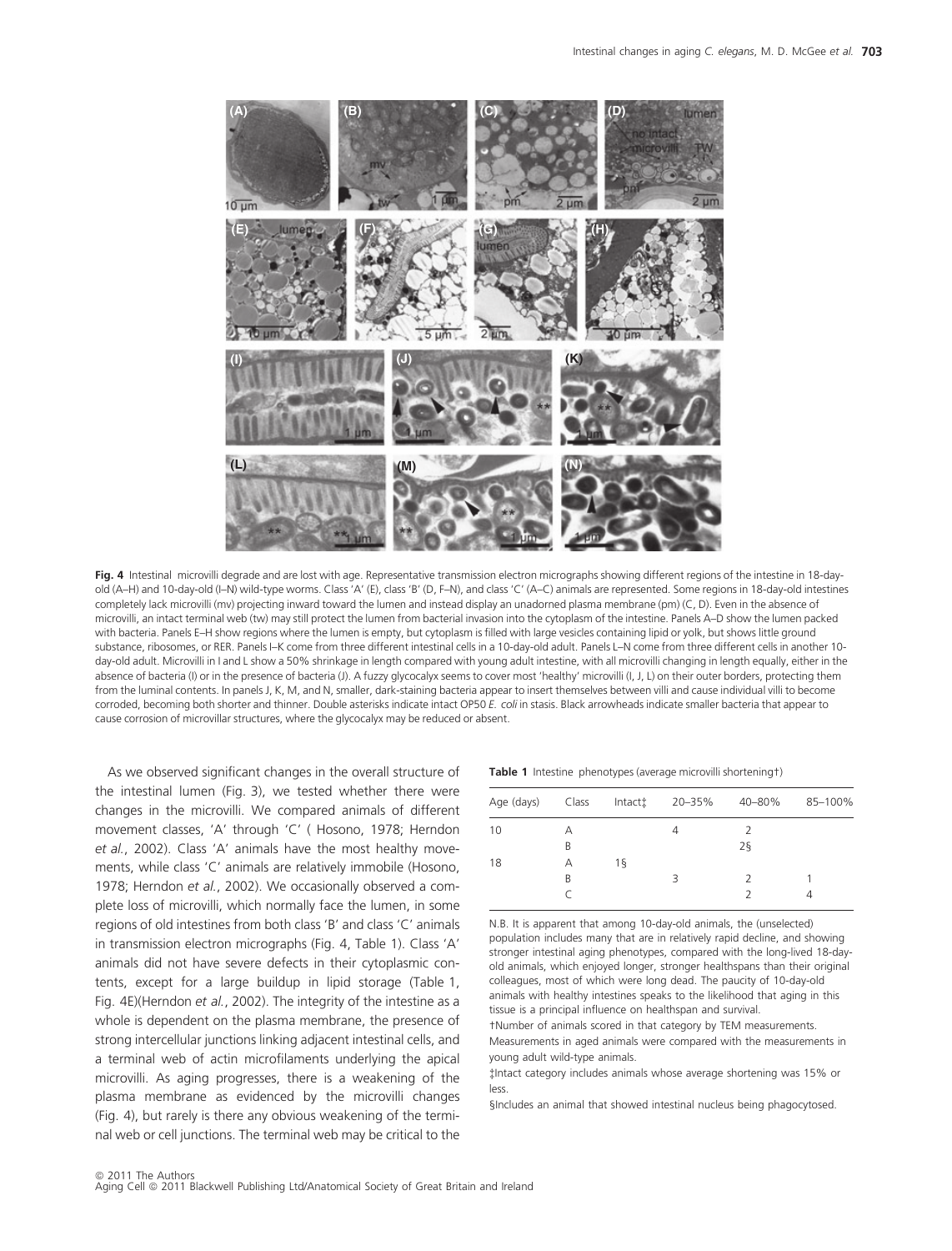**Fig. 4** Intestinal microvilli degrade and are lost with age. Representative transmission electron micrographs showing different regions of the intestine in 18-day-old (A–H) and 10-day-old (I–N) wild-type worms. Class 'A' (E), class 'B' (D, F–N), and class 'C' (A–C) animals are represented. Some regions in 18-day-old intestines completely lack microvilli (mv) projecting inward toward the lumen and instead display an unadorned plasma membrane (pm) (C, D). Even in the absence of microvilli, an intact terminal web (tw) may still protect the lumen from bacterial invasion into the cytoplasm of the intestine. Panels A–D show the lumen packed with bacteria. Panels E–H show regions where the lumen is empty, but cytoplasm is filled with large vesicles containing lipid or yolk, but shows little ground substance, ribosomes, or RER. Panels I–K come from three different intestinal cells in a 10-day-old adult. Panels L–N come from three different cells in another 10-day-old adult. Microvilli in I and L show a 50% shrinkage in length compared with young adult intestine, with all microvilli changing in length equally, either in the absence of bacteria (I) or in the presence of bacteria (J). A fuzzy glycocalyx seems to cover most 'healthy' microvilli (I, J, L) on their outer borders, protecting them from the luminal contents. In panels J, K, M, and N, smaller, dark-staining bacteria appear to insert themselves between villi and cause individual villi to become corroded, becoming both shorter and thinner. Double asterisks indicate intact OP50 *E. coli* in stasis. Black arrowheads indicate smaller bacteria that appear to cause corrosion of microvillar structures, where the glycocalyx may be reduced or absent.

As we observed significant changes in the overall structure of the intestinal lumen (Fig. 3), we tested whether there were changes in the microvilli. We compared animals of different movement classes, 'A' through 'C' ( Hosono, 1978; Herndon *et al.*, 2002). Class 'A' animals have the most healthy movements, while class 'C' animals are relatively immobile (Hosono, 1978; Herndon *et al.*, 2002). We occasionally observed a complete loss of microvilli, which normally face the lumen, in some regions of old intestines from both class 'B' and class 'C' animals in transmission electron micrographs (Fig. 4, Table 1). Class 'A' animals did not have severe defects in their cytoplasmic contents, except for a large buildup in lipid storage (Table 1, Fig. 4E)(Herndon *et al.*, 2002). The integrity of the intestine as a whole is dependent on the plasma membrane, the presence of strong intercellular junctions linking adjacent intestinal cells, and a terminal web of actin microfilaments underlying the apical microvilli. As aging progresses, there is a weakening of the plasma membrane as evidenced by the microvilli changes (Fig. 4), but rarely is there any obvious weakening of the terminal web or cell junctions. The terminal web may be critical to the

**Table 1** Intestine phenotypes (average microvilli shortening†)

| Age (days) | Class | Intact‡ | 20–35% | 40–80% | 85–100% |
|---|---|---|---|---|---|
| 10 | A | | 4 | 2 | |
| | B | | | 2§ | |
| 18 | A | 1§ | | | |
| | B | | 3 | 2 | 1 |
| | C | | | 2 | 4 |

N.B. It is apparent that among 10-day-old animals, the (unselected) population includes many that are in relatively rapid decline, and showing stronger intestinal aging phenotypes, compared with the long-lived 18-day-old animals, which enjoyed longer, stronger healthspans than their original colleagues, most of which were long dead. The paucity of 10-day-old animals with healthy intestines speaks to the likelihood that aging in this tissue is a principal influence on healthspan and survival.

†Number of animals scored in that category by TEM measurements. Measurements in aged animals were compared with the measurements in young adult wild-type animals.

‡Intact category includes animals whose average shortening was 15% or less.

§Includes an animal that showed intestinal nucleus being phagocytosed.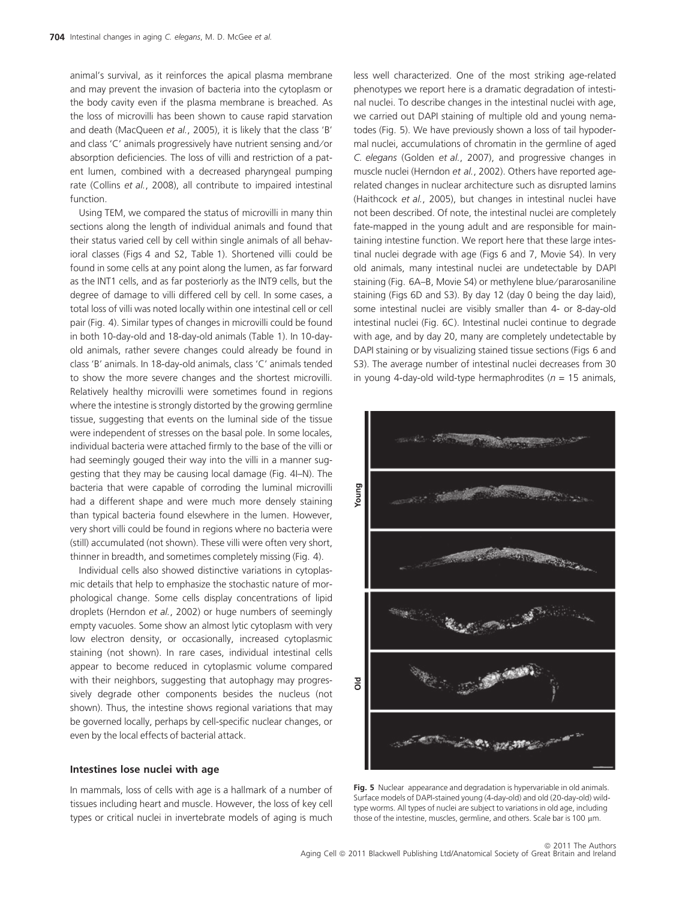animal's survival, as it reinforces the apical plasma membrane and may prevent the invasion of bacteria into the cytoplasm or the body cavity even if the plasma membrane is breached. As the loss of microvilli has been shown to cause rapid starvation and death (MacQueen *et al.*, 2005), it is likely that the class 'B' and class 'C' animals progressively have nutrient sensing and/or absorption deficiencies. The loss of villi and restriction of a patent lumen, combined with a decreased pharyngeal pumping rate (Collins *et al.*, 2008), all contribute to impaired intestinal function.

Using TEM, we compared the status of microvilli in many thin sections along the length of individual animals and found that their status varied cell by cell within single animals of all behavioral classes (Figs 4 and S2, Table 1). Shortened villi could be found in some cells at any point along the lumen, as far forward as the INT1 cells, and as far posteriorly as the INT9 cells, but the degree of damage to villi differed cell by cell. In some cases, a total loss of villi was noted locally within one intestinal cell or cell pair (Fig. 4). Similar types of changes in microvilli could be found in both 10-day-old and 18-day-old animals (Table 1). In 10-day-old animals, rather severe changes could already be found in class 'B' animals. In 18-day-old animals, class 'C' animals tended to show the more severe changes and the shortest microvilli. Relatively healthy microvilli were sometimes found in regions where the intestine is strongly distorted by the growing germline tissue, suggesting that events on the luminal side of the tissue were independent of stresses on the basal pole. In some locales, individual bacteria were attached firmly to the base of the villi or had seemingly gouged their way into the villi in a manner suggesting that they may be causing local damage (Fig. 4I–N). The bacteria that were capable of corroding the luminal microvilli had a different shape and were much more densely staining than typical bacteria found elsewhere in the lumen. However, very short villi could be found in regions where no bacteria were (still) accumulated (not shown). These villi were often very short, thinner in breadth, and sometimes completely missing (Fig. 4).

Individual cells also showed distinctive variations in cytoplasmic details that help to emphasize the stochastic nature of morphological change. Some cells display concentrations of lipid droplets (Herndon *et al.*, 2002) or huge numbers of seemingly empty vacuoles. Some show an almost lytic cytoplasm with very low electron density, or occasionally, increased cytoplasmic staining (not shown). In rare cases, individual intestinal cells appear to become reduced in cytoplasmic volume compared with their neighbors, suggesting that autophagy may progressively degrade other components besides the nucleus (not shown). Thus, the intestine shows regional variations that may be governed locally, perhaps by cell-specific nuclear changes, or even by the local effects of bacterial attack.

### Intestines lose nuclei with age

In mammals, loss of cells with age is a hallmark of a number of tissues including heart and muscle. However, the loss of key cell types or critical nuclei in invertebrate models of aging is much less well characterized. One of the most striking age-related phenotypes we report here is a dramatic degradation of intestinal nuclei. To describe changes in the intestinal nuclei with age, we carried out DAPI staining of multiple old and young nematodes (Fig. 5). We have previously shown a loss of tail hypodermal nuclei, accumulations of chromatin in the germline of aged *C. elegans* (Golden *et al.*, 2007), and progressive changes in muscle nuclei (Herndon *et al.*, 2002). Others have reported age-related changes in nuclear architecture such as disrupted lamins (Haithcock *et al.*, 2005), but changes in intestinal nuclei have not been described. Of note, the intestinal nuclei are completely fate-mapped in the young adult and are responsible for maintaining intestine function. We report here that these large intestinal nuclei degrade with age (Figs 6 and 7, Movie S4). In very old animals, many intestinal nuclei are undetectable by DAPI staining (Fig. 6A–B, Movie S4) or methylene blue/pararosaniline staining (Figs 6D and S3). By day 12 (day 0 being the day laid), some intestinal nuclei are visibly smaller than 4- or 8-day-old intestinal nuclei (Fig. 6C). Intestinal nuclei continue to degrade with age, and by day 20, many are completely undetectable by DAPI staining or by visualizing stained tissue sections (Figs 6 and S3). The average number of intestinal nuclei decreases from 30 in young 4-day-old wild-type hermaphrodites ($n$ = 15 animals,

Young

Old

**Fig. 5** Nuclear appearance and degradation is hypervariable in old animals. Surface models of DAPI-stained young (4-day-old) and old (20-day-old) wild-type worms. All types of nuclei are subject to variations in old age, including those of the intestine, muscles, germline, and others. Scale bar is 100 μm.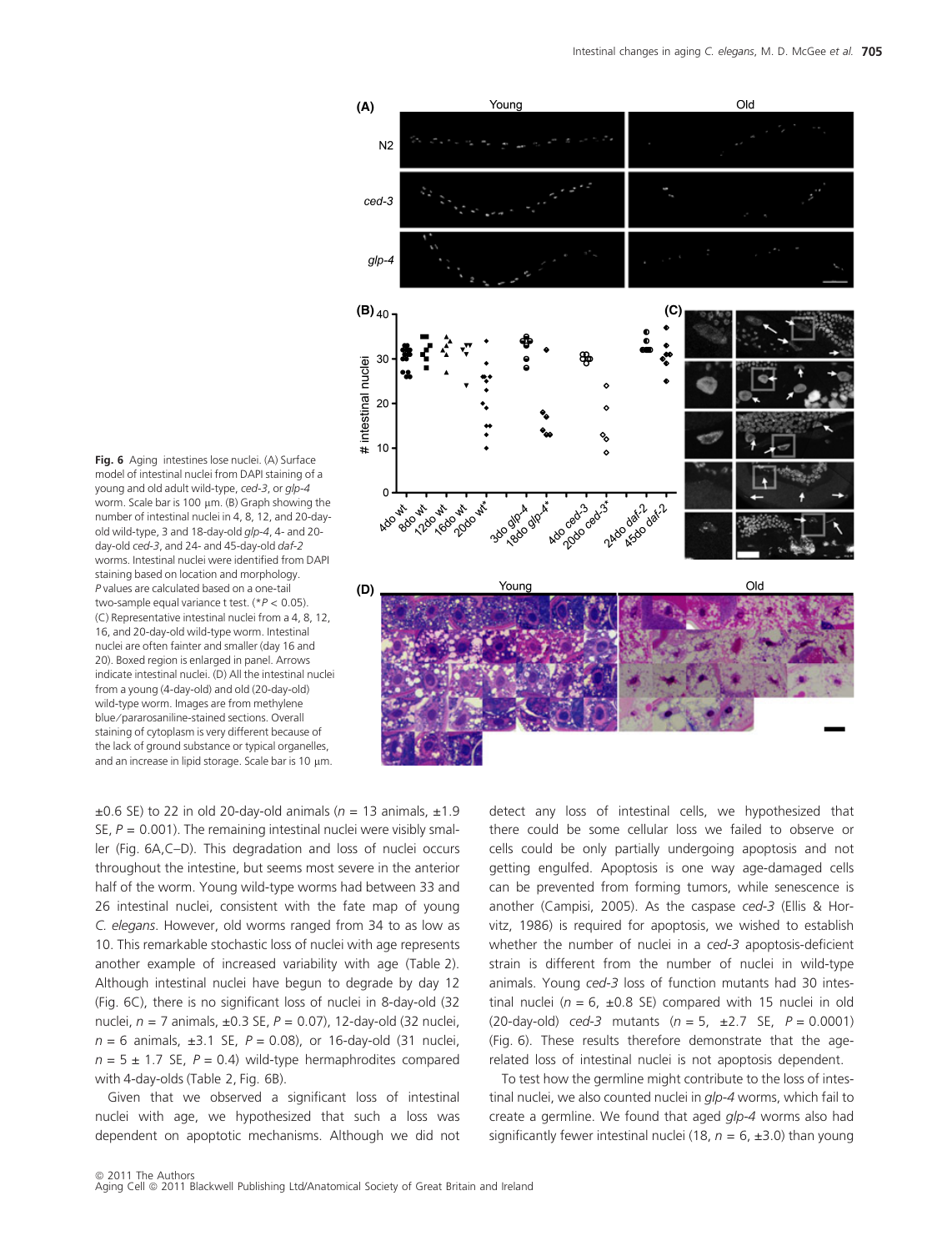(A) Young Old

N2

ced-3

glp-4

(B) 40

30

20

10

0

\# intestinal nuclei

4do wt
8do wt
12do wt
16do wt
20do wt*
3do glp-4
18do glp-4*
4do ced-3
20do ced-3*
24do daf-2
45do daf-2

(C)

(D) Young Old

**Fig. 6** Aging intestines lose nuclei. (A) Surface model of intestinal nuclei from DAPI staining of a young and old adult wild-type, *ced-3*, or *glp-4* worm. Scale bar is 100 μm. (B) Graph showing the number of intestinal nuclei in 4, 8, 12, and 20-day-old wild-type, 3 and 18-day-old *glp-4*, 4- and 20-day-old *ced-3*, and 24- and 45-day-old *daf-2* worms. Intestinal nuclei were identified from DAPI staining based on location and morphology. *P* values are calculated based on a one-tail two-sample equal variance t test. (\**P* < 0.05). (C) Representative intestinal nuclei from a 4, 8, 12, 16, and 20-day-old wild-type worm. Intestinal nuclei are often fainter and smaller (day 16 and 20). Boxed region is enlarged in panel. Arrows indicate intestinal nuclei. (D) All the intestinal nuclei from a young (4-day-old) and old (20-day-old) wild-type worm. Images are from methylene blue/pararosaniline-stained sections. Overall staining of cytoplasm is very different because of the lack of ground substance or typical organelles, and an increase in lipid storage. Scale bar is 10 μm.

±0.6 SE) to 22 in old 20-day-old animals (*n* = 13 animals, ±1.9 SE, *P* = 0.001). The remaining intestinal nuclei were visibly smaller (Fig. 6A,C–D). This degradation and loss of nuclei occurs throughout the intestine, but seems most severe in the anterior half of the worm. Young wild-type worms had between 33 and 26 intestinal nuclei, consistent with the fate map of young *C. elegans*. However, old worms ranged from 34 to as low as 10. This remarkable stochastic loss of nuclei with age represents another example of increased variability with age (Table 2). Although intestinal nuclei have begun to degrade by day 12 (Fig. 6C), there is no significant loss of nuclei in 8-day-old (32 nuclei, *n* = 7 animals, ±0.3 SE, *P* = 0.07), 12-day-old (32 nuclei, *n* = 6 animals, ±3.1 SE, *P* = 0.08), or 16-day-old (31 nuclei, *n* = 5 ± 1.7 SE, *P* = 0.4) wild-type hermaphrodites compared with 4-day-olds (Table 2, Fig. 6B).

Given that we observed a significant loss of intestinal nuclei with age, we hypothesized that such a loss was dependent on apoptotic mechanisms. Although we did not detect any loss of intestinal cells, we hypothesized that there could be some cellular loss we failed to observe or cells could be only partially undergoing apoptosis and not getting engulfed. Apoptosis is one way age-damaged cells can be prevented from forming tumors, while senescence is another (Campisi, 2005). As the caspase *ced-3* (Ellis & Horvitz, 1986) is required for apoptosis, we wished to establish whether the number of nuclei in a *ced-3* apoptosis-deficient strain is different from the number of nuclei in wild-type animals. Young *ced-3* loss of function mutants had 30 intestinal nuclei (*n* = 6, ±0.8 SE) compared with 15 nuclei in old (20-day-old) *ced-3* mutants (*n* = 5, ±2.7 SE, *P* = 0.0001) (Fig. 6). These results therefore demonstrate that the age-related loss of intestinal nuclei is not apoptosis dependent.

To test how the germline might contribute to the loss of intestinal nuclei, we also counted nuclei in *glp-4* worms, which fail to create a germline. We found that aged *glp-4* worms also had significantly fewer intestinal nuclei (18, *n* = 6, ±3.0) than young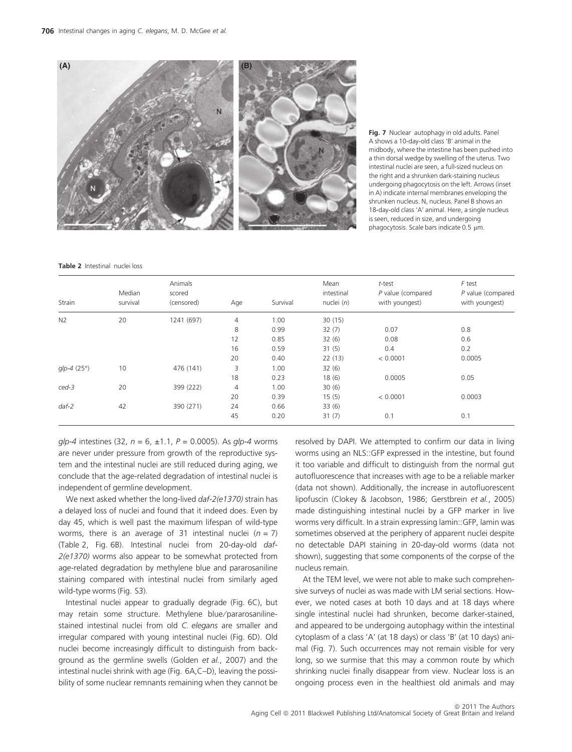Fig. 7 Nuclear autophagy in old adults. Panel A shows a 10-day-old class 'B' animal in the midbody, where the intestine has been pushed into a thin dorsal wedge by swelling of the uterus. Two intestinal nuclei are seen, a full-sized nucleus on the right and a shrunken dark-staining nucleus undergoing phagocytosis on the left. Arrows (inset in A) indicate internal membranes enveloping the shrunken nucleus. N, nucleus. Panel B shows an 18-day-old class 'A' animal. Here, a single nucleus is seen, reduced in size, and undergoing phagocytosis. Scale bars indicate 0.5 μm.

**Table 2** Intestinal nuclei loss

| Strain | Median survival | Animals scored (censored) | Age | Survival | Mean intestinal nuclei (*n*) | *t*-test *P* value (compared with youngest) | *F* test *P* value (compared with youngest) |
|---|---|---|---|---|---|---|---|
| N2 | 20 | 1241 (697) | 4 | 1.00 | 30 (15) | | |
| | | | 8 | 0.99 | 32 (7) | 0.07 | 0.8 |
| | | | 12 | 0.85 | 32 (6) | 0.08 | 0.6 |
| | | | 16 | 0.59 | 31 (5) | 0.4 | 0.2 |
| | | | 20 | 0.40 | 22 (13) | < 0.0001 | 0.0005 |
| *glp-4* (25°) | 10 | 476 (141) | 3 | 1.00 | 32 (6) | | |
| | | | 18 | 0.23 | 18 (6) | 0.0005 | 0.05 |
| *ced-3* | 20 | 399 (222) | 4 | 1.00 | 30 (6) | | |
| | | | 20 | 0.39 | 15 (5) | < 0.0001 | 0.0003 |
| *daf-2* | 42 | 390 (271) | 24 | 0.66 | 33 (6) | | |
| | | | 45 | 0.20 | 31 (7) | 0.1 | 0.1 |

*glp-4* intestines (32, $n = 6$, ±1.1, $P = 0.0005$). As *glp-4* worms are never under pressure from growth of the reproductive system and the intestinal nuclei are still reduced during aging, we conclude that the age-related degradation of intestinal nuclei is independent of germline development.

We next asked whether the long-lived *daf-2(e1370)* strain has a delayed loss of nuclei and found that it indeed does. Even by day 45, which is well past the maximum lifespan of wild-type worms, there is an average of 31 intestinal nuclei ($n = 7$) (Table 2, Fig. 6B). Intestinal nuclei from 20-day-old *daf-2(e1370)* worms also appear to be somewhat protected from age-related degradation by methylene blue and pararosaniline staining compared with intestinal nuclei from similarly aged wild-type worms (Fig. S3).

Intestinal nuclei appear to gradually degrade (Fig. 6C), but may retain some structure. Methylene blue/pararosaniline-stained intestinal nuclei from old *C. elegans* are smaller and irregular compared with young intestinal nuclei (Fig. 6D). Old nuclei become increasingly difficult to distinguish from background as the germline swells (Golden *et al.*, 2007) and the intestinal nuclei shrink with age (Fig. 6A,C–D), leaving the possibility of some nuclear remnants remaining when they cannot be resolved by DAPI. We attempted to confirm our data in living worms using an NLS::GFP expressed in the intestine, but found it too variable and difficult to distinguish from the normal gut autofluorescence that increases with age to be a reliable marker (data not shown). Additionally, the increase in autofluorescent lipofuscin (Clokey & Jacobson, 1986; Gerstbrein *et al.*, 2005) made distinguishing intestinal nuclei by a GFP marker in live worms very difficult. In a strain expressing lamin::GFP, lamin was sometimes observed at the periphery of apparent nuclei despite no detectable DAPI staining in 20-day-old worms (data not shown), suggesting that some components of the corpse of the nucleus remain.

At the TEM level, we were not able to make such comprehensive surveys of nuclei as was made with LM serial sections. However, we noted cases at both 10 days and at 18 days where single intestinal nuclei had shrunken, become darker-stained, and appeared to be undergoing autophagy within the intestinal cytoplasm of a class 'A' (at 18 days) or class 'B' (at 10 days) animal (Fig. 7). Such occurrences may not remain visible for very long, so we surmise that this may a common route by which shrinking nuclei finally disappear from view. Nuclear loss is an ongoing process even in the healthiest old animals and may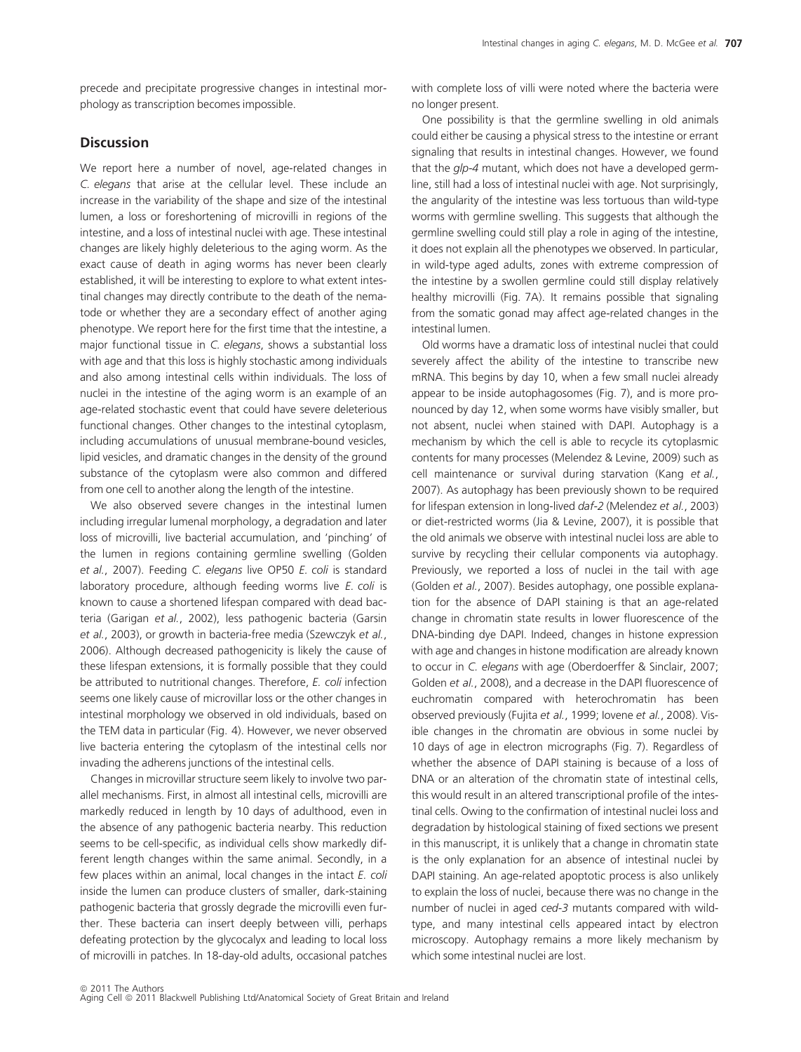precede and precipitate progressive changes in intestinal morphology as transcription becomes impossible.

## Discussion

We report here a number of novel, age-related changes in *C. elegans* that arise at the cellular level. These include an increase in the variability of the shape and size of the intestinal lumen, a loss or foreshortening of microvilli in regions of the intestine, and a loss of intestinal nuclei with age. These intestinal changes are likely highly deleterious to the aging worm. As the exact cause of death in aging worms has never been clearly established, it will be interesting to explore to what extent intestinal changes may directly contribute to the death of the nematode or whether they are a secondary effect of another aging phenotype. We report here for the first time that the intestine, a major functional tissue in *C. elegans*, shows a substantial loss with age and that this loss is highly stochastic among individuals and also among intestinal cells within individuals. The loss of nuclei in the intestine of the aging worm is an example of an age-related stochastic event that could have severe deleterious functional changes. Other changes to the intestinal cytoplasm, including accumulations of unusual membrane-bound vesicles, lipid vesicles, and dramatic changes in the density of the ground substance of the cytoplasm were also common and differed from one cell to another along the length of the intestine.

We also observed severe changes in the intestinal lumen including irregular lumenal morphology, a degradation and later loss of microvilli, live bacterial accumulation, and 'pinching' of the lumen in regions containing germline swelling (Golden *et al.*, 2007). Feeding *C. elegans* live OP50 *E. coli* is standard laboratory procedure, although feeding worms live *E. coli* is known to cause a shortened lifespan compared with dead bacteria (Garigan *et al.*, 2002), less pathogenic bacteria (Garsin *et al.*, 2003), or growth in bacteria-free media (Szewczyk *et al.*, 2006). Although decreased pathogenicity is likely the cause of these lifespan extensions, it is formally possible that they could be attributed to nutritional changes. Therefore, *E. coli* infection seems one likely cause of microvillar loss or the other changes in intestinal morphology we observed in old individuals, based on the TEM data in particular (Fig. 4). However, we never observed live bacteria entering the cytoplasm of the intestinal cells nor invading the adherens junctions of the intestinal cells.

Changes in microvillar structure seem likely to involve two parallel mechanisms. First, in almost all intestinal cells, microvilli are markedly reduced in length by 10 days of adulthood, even in the absence of any pathogenic bacteria nearby. This reduction seems to be cell-specific, as individual cells show markedly different length changes within the same animal. Secondly, in a few places within an animal, local changes in the intact *E. coli* inside the lumen can produce clusters of smaller, dark-staining pathogenic bacteria that grossly degrade the microvilli even further. These bacteria can insert deeply between villi, perhaps defeating protection by the glycocalyx and leading to local loss of microvilli in patches. In 18-day-old adults, occasional patches with complete loss of villi were noted where the bacteria were no longer present.

One possibility is that the germline swelling in old animals could either be causing a physical stress to the intestine or errant signaling that results in intestinal changes. However, we found that the *glp-4* mutant, which does not have a developed germline, still had a loss of intestinal nuclei with age. Not surprisingly, the angularity of the intestine was less tortuous than wild-type worms with germline swelling. This suggests that although the germline swelling could still play a role in aging of the intestine, it does not explain all the phenotypes we observed. In particular, in wild-type aged adults, zones with extreme compression of the intestine by a swollen germline could still display relatively healthy microvilli (Fig. 7A). It remains possible that signaling from the somatic gonad may affect age-related changes in the intestinal lumen.

Old worms have a dramatic loss of intestinal nuclei that could severely affect the ability of the intestine to transcribe new mRNA. This begins by day 10, when a few small nuclei already appear to be inside autophagosomes (Fig. 7), and is more pronounced by day 12, when some worms have visibly smaller, but not absent, nuclei when stained with DAPI. Autophagy is a mechanism by which the cell is able to recycle its cytoplasmic contents for many processes (Melendez & Levine, 2009) such as cell maintenance or survival during starvation (Kang *et al.*, 2007). As autophagy has been previously shown to be required for lifespan extension in long-lived *daf-2* (Melendez *et al.*, 2003) or diet-restricted worms (Jia & Levine, 2007), it is possible that the old animals we observe with intestinal nuclei loss are able to survive by recycling their cellular components via autophagy. Previously, we reported a loss of nuclei in the tail with age (Golden *et al.*, 2007). Besides autophagy, one possible explanation for the absence of DAPI staining is that an age-related change in chromatin state results in lower fluorescence of the DNA-binding dye DAPI. Indeed, changes in histone expression with age and changes in histone modification are already known to occur in *C. elegans* with age (Oberdoerffer & Sinclair, 2007; Golden *et al.*, 2008), and a decrease in the DAPI fluorescence of euchromatin compared with heterochromatin has been observed previously (Fujita *et al.*, 1999; Iovene *et al.*, 2008). Visible changes in the chromatin are obvious in some nuclei by 10 days of age in electron micrographs (Fig. 7). Regardless of whether the absence of DAPI staining is because of a loss of DNA or an alteration of the chromatin state of intestinal cells, this would result in an altered transcriptional profile of the intestinal cells. Owing to the confirmation of intestinal nuclei loss and degradation by histological staining of fixed sections we present in this manuscript, it is unlikely that a change in chromatin state is the only explanation for an absence of intestinal nuclei by DAPI staining. An age-related apoptotic process is also unlikely to explain the loss of nuclei, because there was no change in the number of nuclei in aged *ced-3* mutants compared with wild-type, and many intestinal cells appeared intact by electron microscopy. Autophagy remains a more likely mechanism by which some intestinal nuclei are lost.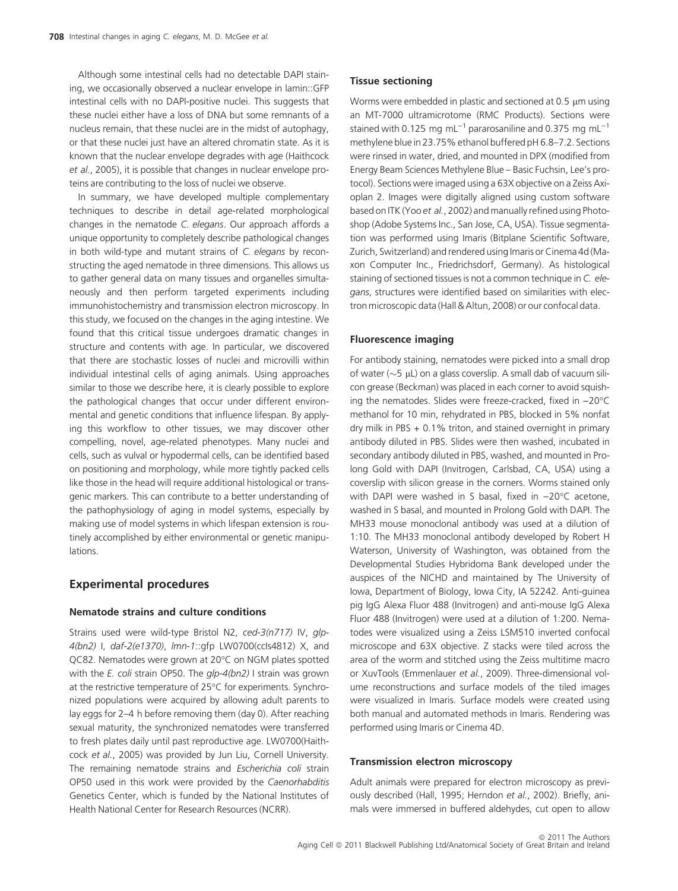Although some intestinal cells had no detectable DAPI staining, we occasionally observed a nuclear envelope in lamin::GFP intestinal cells with no DAPI-positive nuclei. This suggests that these nuclei either have a loss of DNA but some remnants of a nucleus remain, that these nuclei are in the midst of autophagy, or that these nuclei just have an altered chromatin state. As it is known that the nuclear envelope degrades with age (Haithcock *et al.*, 2005), it is possible that changes in nuclear envelope proteins are contributing to the loss of nuclei we observe.

In summary, we have developed multiple complementary techniques to describe in detail age-related morphological changes in the nematode *C. elegans*. Our approach affords a unique opportunity to completely describe pathological changes in both wild-type and mutant strains of *C. elegans* by reconstructing the aged nematode in three dimensions. This allows us to gather general data on many tissues and organelles simultaneously and then perform targeted experiments including immunohistochemistry and transmission electron microscopy. In this study, we focused on the changes in the aging intestine. We found that this critical tissue undergoes dramatic changes in structure and contents with age. In particular, we discovered that there are stochastic losses of nuclei and microvilli within individual intestinal cells of aging animals. Using approaches similar to those we describe here, it is clearly possible to explore the pathological changes that occur under different environmental and genetic conditions that influence lifespan. By applying this workflow to other tissues, we may discover other compelling, novel, age-related phenotypes. Many nuclei and cells, such as vulval or hypodermal cells, can be identified based on positioning and morphology, while more tightly packed cells like those in the head will require additional histological or transgenic markers. This can contribute to a better understanding of the pathophysiology of aging in model systems, especially by making use of model systems in which lifespan extension is routinely accomplished by either environmental or genetic manipulations.

## Experimental procedures

### Nematode strains and culture conditions

Strains used were wild-type Bristol N2, *ced-3(n717)* IV, *glp-4(bn2)* I, *daf-2(e1370)*, *lmn-1*::gfp LW0700(ccIs4812) X, and QC82. Nematodes were grown at 20°C on NGM plates spotted with the *E. coli* strain OP50. The *glp-4(bn2)* I strain was grown at the restrictive temperature of 25°C for experiments. Synchronized populations were acquired by allowing adult parents to lay eggs for 2–4 h before removing them (day 0). After reaching sexual maturity, the synchronized nematodes were transferred to fresh plates daily until past reproductive age. LW0700(Haithcock *et al.*, 2005) was provided by Jun Liu, Cornell University. The remaining nematode strains and *Escherichia coli* strain OP50 used in this work were provided by the *Caenorhabditis* Genetics Center, which is funded by the National Institutes of Health National Center for Research Resources (NCRR).

### Tissue sectioning

Worms were embedded in plastic and sectioned at 0.5 μm using an MT-7000 ultramicrotome (RMC Products). Sections were stained with 0.125 mg $mL^{-1}$ pararosaniline and 0.375 mg $mL^{-1}$ methylene blue in 23.75% ethanol buffered pH 6.8–7.2. Sections were rinsed in water, dried, and mounted in DPX (modified from Energy Beam Sciences Methylene Blue – Basic Fuchsin, Lee's protocol). Sections were imaged using a 63X objective on a Zeiss Axioplan 2. Images were digitally aligned using custom software based on ITK (Yoo *et al.*, 2002) and manually refined using Photoshop (Adobe Systems Inc., San Jose, CA, USA). Tissue segmentation was performed using Imaris (Bitplane Scientific Software, Zurich, Switzerland) and rendered using Imaris or Cinema 4d (Maxon Computer Inc., Friedrichsdorf, Germany). As histological staining of sectioned tissues is not a common technique in *C. elegans*, structures were identified based on similarities with electron microscopic data (Hall & Altun, 2008) or our confocal data.

### Fluorescence imaging

For antibody staining, nematodes were picked into a small drop of water (~5 μL) on a glass coverslip. A small dab of vacuum silicon grease (Beckman) was placed in each corner to avoid squishing the nematodes. Slides were freeze-cracked, fixed in −20°C methanol for 10 min, rehydrated in PBS, blocked in 5% nonfat dry milk in PBS + 0.1% triton, and stained overnight in primary antibody diluted in PBS. Slides were then washed, incubated in secondary antibody diluted in PBS, washed, and mounted in Prolong Gold with DAPI (Invitrogen, Carlsbad, CA, USA) using a coverslip with silicon grease in the corners. Worms stained only with DAPI were washed in S basal, fixed in −20°C acetone, washed in S basal, and mounted in Prolong Gold with DAPI. The MH33 mouse monoclonal antibody was used at a dilution of 1:10. The MH33 monoclonal antibody developed by Robert H Waterson, University of Washington, was obtained from the Developmental Studies Hybridoma Bank developed under the auspices of the NICHD and maintained by The University of Iowa, Department of Biology, Iowa City, IA 52242. Anti-guinea pig IgG Alexa Fluor 488 (Invitrogen) and anti-mouse IgG Alexa Fluor 488 (Invitrogen) were used at a dilution of 1:200. Nematodes were visualized using a Zeiss LSM510 inverted confocal microscope and 63X objective. Z stacks were tiled across the area of the worm and stitched using the Zeiss multitime macro or XuvTools (Emmenlauer *et al.*, 2009). Three-dimensional volume reconstructions and surface models of the tiled images were visualized in Imaris. Surface models were created using both manual and automated methods in Imaris. Rendering was performed using Imaris or Cinema 4D.

### Transmission electron microscopy

Adult animals were prepared for electron microscopy as previously described (Hall, 1995; Herndon *et al.*, 2002). Briefly, animals were immersed in buffered aldehydes, cut open to allow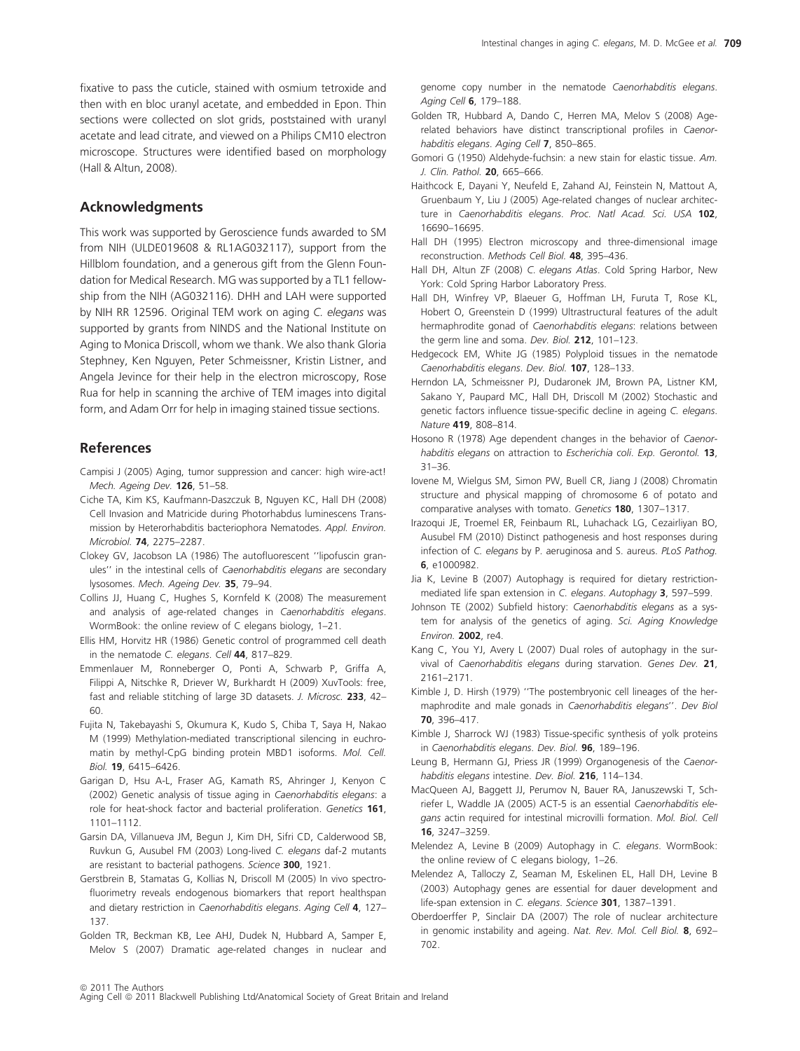fixative to pass the cuticle, stained with osmium tetroxide and then with en bloc uranyl acetate, and embedded in Epon. Thin sections were collected on slot grids, poststained with uranyl acetate and lead citrate, and viewed on a Philips CM10 electron microscope. Structures were identified based on morphology (Hall & Altun, 2008).

## Acknowledgments

This work was supported by Geroscience funds awarded to SM from NIH (ULDE019608 & RL1AG032117), support from the Hillblom foundation, and a generous gift from the Glenn Foundation for Medical Research. MG was supported by a TL1 fellowship from the NIH (AG032116). DHH and LAH were supported by NIH RR 12596. Original TEM work on aging *C. elegans* was supported by grants from NINDS and the National Institute on Aging to Monica Driscoll, whom we thank. We also thank Gloria Stephney, Ken Nguyen, Peter Schmeissner, Kristin Listner, and Angela Jevince for their help in the electron microscopy, Rose Rua for help in scanning the archive of TEM images into digital form, and Adam Orr for help in imaging stained tissue sections.

## References

Campisi J (2005) Aging, tumor suppression and cancer: high wire-act! *Mech. Ageing Dev.* **126**, 51–58.

Ciche TA, Kim KS, Kaufmann-Daszczuk B, Nguyen KC, Hall DH (2008) Cell Invasion and Matricide during Photorhabdus luminescens Transmission by Heterorhabditis bacteriophora Nematodes. *Appl. Environ. Microbiol.* **74**, 2275–2287.

Clokey GV, Jacobson LA (1986) The autofluorescent ''lipofuscin granules'' in the intestinal cells of *Caenorhabditis elegans* are secondary lysosomes. *Mech. Ageing Dev.* **35**, 79–94.

Collins JJ, Huang C, Hughes S, Kornfeld K (2008) The measurement and analysis of age-related changes in *Caenorhabditis elegans*. WormBook: the online review of C elegans biology, 1–21.

Ellis HM, Horvitz HR (1986) Genetic control of programmed cell death in the nematode *C. elegans*. *Cell* **44**, 817–829.

Emmenlauer M, Ronneberger O, Ponti A, Schwarb P, Griffa A, Filippi A, Nitschke R, Driever W, Burkhardt H (2009) XuvTools: free, fast and reliable stitching of large 3D datasets. *J. Microsc.* **233**, 42–60.

Fujita N, Takebayashi S, Okumura K, Kudo S, Chiba T, Saya H, Nakao M (1999) Methylation-mediated transcriptional silencing in euchromatin by methyl-CpG binding protein MBD1 isoforms. *Mol. Cell. Biol.* **19**, 6415–6426.

Garigan D, Hsu A-L, Fraser AG, Kamath RS, Ahringer J, Kenyon C (2002) Genetic analysis of tissue aging in *Caenorhabditis elegans*: a role for heat-shock factor and bacterial proliferation. *Genetics* **161**, 1101–1112.

Garsin DA, Villanueva JM, Begun J, Kim DH, Sifri CD, Calderwood SB, Ruvkun G, Ausubel FM (2003) Long-lived *C. elegans* daf-2 mutants are resistant to bacterial pathogens. *Science* **300**, 1921.

Gerstbrein B, Stamatas G, Kollias N, Driscoll M (2005) In vivo spectrofluorimetry reveals endogenous biomarkers that report healthspan and dietary restriction in *Caenorhabditis elegans*. *Aging Cell* **4**, 127–137.

Golden TR, Beckman KB, Lee AHJ, Dudek N, Hubbard A, Samper E, Melov S (2007) Dramatic age-related changes in nuclear and genome copy number in the nematode *Caenorhabditis elegans*. *Aging Cell* **6**, 179–188.

Golden TR, Hubbard A, Dando C, Herren MA, Melov S (2008) Age-related behaviors have distinct transcriptional profiles in *Caenorhabditis elegans*. *Aging Cell* **7**, 850–865.

Gomori G (1950) Aldehyde-fuchsin: a new stain for elastic tissue. *Am. J. Clin. Pathol.* **20**, 665–666.

Haithcock E, Dayani Y, Neufeld E, Zahand AJ, Feinstein N, Mattout A, Gruenbaum Y, Liu J (2005) Age-related changes of nuclear architecture in *Caenorhabditis elegans*. *Proc. Natl Acad. Sci. USA* **102**, 16690–16695.

Hall DH (1995) Electron microscopy and three-dimensional image reconstruction. *Methods Cell Biol.* **48**, 395–436.

Hall DH, Altun ZF (2008) *C. elegans Atlas*. Cold Spring Harbor, New York: Cold Spring Harbor Laboratory Press.

Hall DH, Winfrey VP, Blaeuer G, Hoffman LH, Furuta T, Rose KL, Hobert O, Greenstein D (1999) Ultrastructural features of the adult hermaphrodite gonad of *Caenorhabditis elegans*: relations between the germ line and soma. *Dev. Biol.* **212**, 101–123.

Hedgecock EM, White JG (1985) Polyploid tissues in the nematode *Caenorhabditis elegans*. *Dev. Biol.* **107**, 128–133.

Herndon LA, Schmeissner PJ, Dudaronek JM, Brown PA, Listner KM, Sakano Y, Paupard MC, Hall DH, Driscoll M (2002) Stochastic and genetic factors influence tissue-specific decline in ageing *C. elegans*. *Nature* **419**, 808–814.

Hosono R (1978) Age dependent changes in the behavior of *Caenorhabditis elegans* on attraction to *Escherichia coli*. *Exp. Gerontol.* **13**, 31–36.

Iovene M, Wielgus SM, Simon PW, Buell CR, Jiang J (2008) Chromatin structure and physical mapping of chromosome 6 of potato and comparative analyses with tomato. *Genetics* **180**, 1307–1317.

Irazoqui JE, Troemel ER, Feinbaum RL, Luhachack LG, Cezairliyan BO, Ausubel FM (2010) Distinct pathogenesis and host responses during infection of *C. elegans* by P. aeruginosa and S. aureus. *PLoS Pathog.* **6**, e1000982.

Jia K, Levine B (2007) Autophagy is required for dietary restriction-mediated life span extension in *C. elegans*. *Autophagy* **3**, 597–599.

Johnson TE (2002) Subfield history: *Caenorhabditis elegans* as a system for analysis of the genetics of aging. *Sci. Aging Knowledge Environ.* **2002**, re4.

Kang C, You YJ, Avery L (2007) Dual roles of autophagy in the survival of *Caenorhabditis elegans* during starvation. *Genes Dev.* **21**, 2161–2171.

Kimble J, D. Hirsh (1979) ''The postembryonic cell lineages of the hermaphrodite and male gonads in *Caenorhabditis elegans*''. *Dev Biol* **70**, 396–417.

Kimble J, Sharrock WJ (1983) Tissue-specific synthesis of yolk proteins in *Caenorhabditis elegans*. *Dev. Biol.* **96**, 189–196.

Leung B, Hermann GJ, Priess JR (1999) Organogenesis of the *Caenorhabditis elegans* intestine. *Dev. Biol.* **216**, 114–134.

MacQueen AJ, Baggett JJ, Perumov N, Bauer RA, Januszewski T, Schriefer L, Waddle JA (2005) ACT-5 is an essential *Caenorhabditis elegans* actin required for intestinal microvilli formation. *Mol. Biol. Cell* **16**, 3247–3259.

Melendez A, Levine B (2009) Autophagy in *C. elegans*. WormBook: the online review of C elegans biology, 1–26.

Melendez A, Talloczy Z, Seaman M, Eskelinen EL, Hall DH, Levine B (2003) Autophagy genes are essential for dauer development and life-span extension in *C. elegans*. *Science* **301**, 1387–1391.

Oberdoerffer P, Sinclair DA (2007) The role of nuclear architecture in genomic instability and ageing. *Nat. Rev. Mol. Cell Biol.* **8**, 692–702.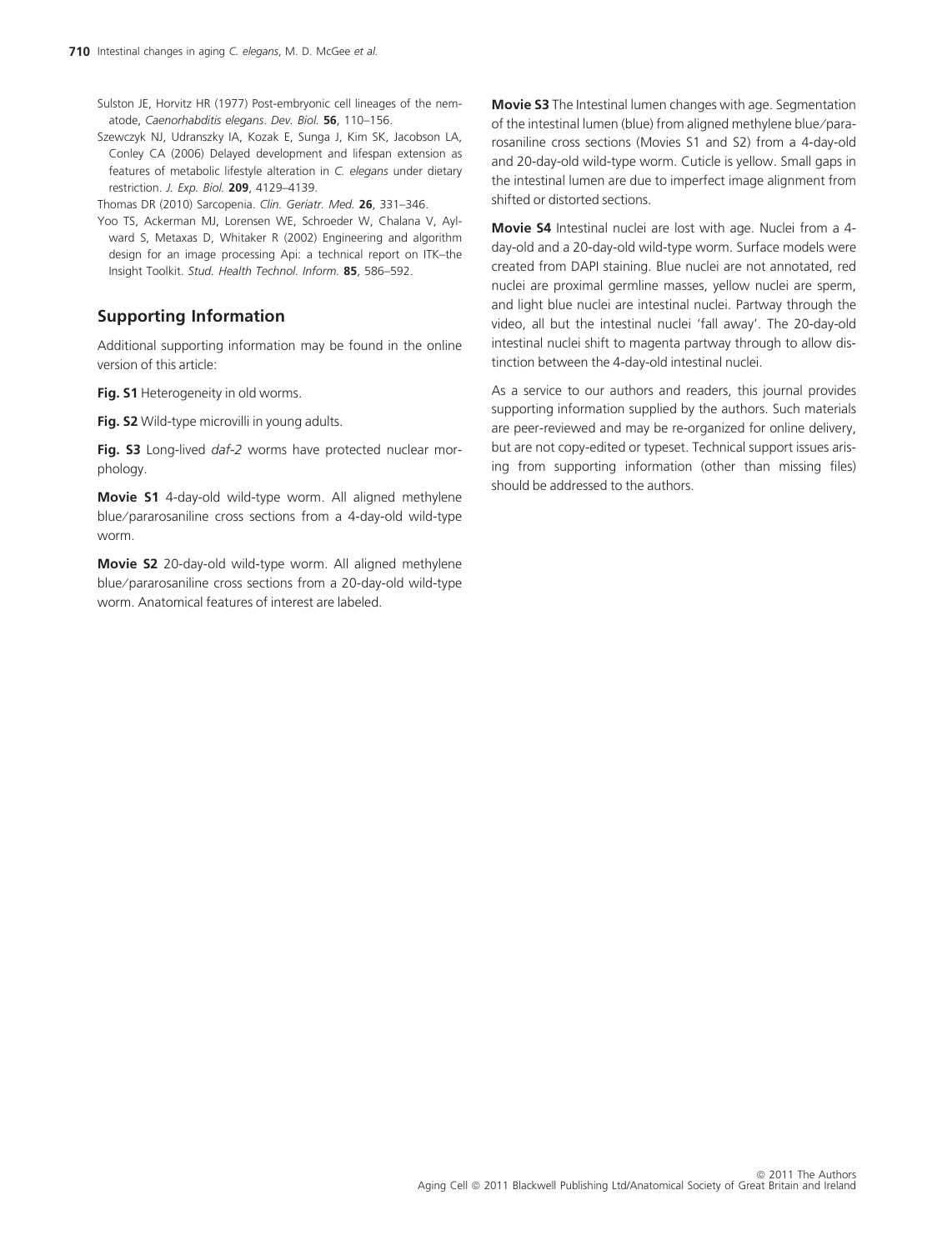Sulston JE, Horvitz HR (1977) Post-embryonic cell lineages of the nematode, *Caenorhabditis elegans*. *Dev. Biol.* **56**, 110–156.

Szewczyk NJ, Udranszky IA, Kozak E, Sunga J, Kim SK, Jacobson LA, Conley CA (2006) Delayed development and lifespan extension as features of metabolic lifestyle alteration in *C. elegans* under dietary restriction. *J. Exp. Biol.* **209**, 4129–4139.

Thomas DR (2010) Sarcopenia. *Clin. Geriatr. Med.* **26**, 331–346.

Yoo TS, Ackerman MJ, Lorensen WE, Schroeder W, Chalana V, Aylward S, Metaxas D, Whitaker R (2002) Engineering and algorithm design for an image processing Api: a technical report on ITK–the Insight Toolkit. *Stud. Health Technol. Inform.* **85**, 586–592.

## Supporting Information

Additional supporting information may be found in the online version of this article:

**Fig. S1** Heterogeneity in old worms.

**Fig. S2** Wild-type microvilli in young adults.

**Fig. S3** Long-lived *daf-2* worms have protected nuclear morphology.

**Movie S1** 4-day-old wild-type worm. All aligned methylene blue/pararosaniline cross sections from a 4-day-old wild-type worm.

**Movie S2** 20-day-old wild-type worm. All aligned methylene blue/pararosaniline cross sections from a 20-day-old wild-type worm. Anatomical features of interest are labeled.

**Movie S3** The Intestinal lumen changes with age. Segmentation of the intestinal lumen (blue) from aligned methylene blue/pararosaniline cross sections (Movies S1 and S2) from a 4-day-old and 20-day-old wild-type worm. Cuticle is yellow. Small gaps in the intestinal lumen are due to imperfect image alignment from shifted or distorted sections.

**Movie S4** Intestinal nuclei are lost with age. Nuclei from a 4-day-old and a 20-day-old wild-type worm. Surface models were created from DAPI staining. Blue nuclei are not annotated, red nuclei are proximal germline masses, yellow nuclei are sperm, and light blue nuclei are intestinal nuclei. Partway through the video, all but the intestinal nuclei 'fall away'. The 20-day-old intestinal nuclei shift to magenta partway through to allow distinction between the 4-day-old intestinal nuclei.

As a service to our authors and readers, this journal provides supporting information supplied by the authors. Such materials are peer-reviewed and may be re-organized for online delivery, but are not copy-edited or typeset. Technical support issues arising from supporting information (other than missing files) should be addressed to the authors.